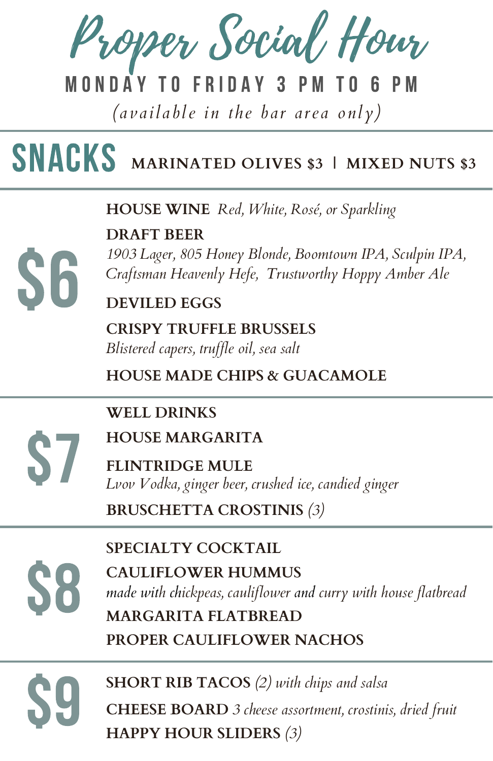# Proper Social Hour

**MONDAY TO FRIDAY 3 PM TO 6 PM**

*(available in the bar area only)*

---

## SNACKS

**MARINATED OLIVES $3** | **MIXED NUTS $3**

---

## $6

**HOUSE WINE** *Red, White, Rosé, or Sparkling*

**DRAFT BEER**
*1903 Lager, 805 Honey Blonde, Boomtown IPA, Sculpin IPA, Craftsman Heavenly Hefe, Trustworthy Hoppy Amber Ale*

**DEVILED EGGS**

**CRISPY TRUFFLE BRUSSELS**
*Blistered capers, truffle oil, sea salt*

**HOUSE MADE CHIPS & GUACAMOLE**

---

## $7

**WELL DRINKS**

**HOUSE MARGARITA**

**FLINTRIDGE MULE**
*Lvov Vodka, ginger beer, crushed ice, candied ginger*

**BRUSCHETTA CROSTINIS** *(3)*

---

## $8

**SPECIALTY COCKTAIL**

**CAULIFLOWER HUMMUS**
*made with chickpeas, cauliflower and curry with house flatbread*

**MARGARITA FLATBREAD**

**PROPER CAULIFLOWER NACHOS**

---

## $9

**SHORT RIB TACOS** *(2) with chips and salsa*

**CHEESE BOARD** *3 cheese assortment, crostinis, dried fruit*

**HAPPY HOUR SLIDERS** *(3)*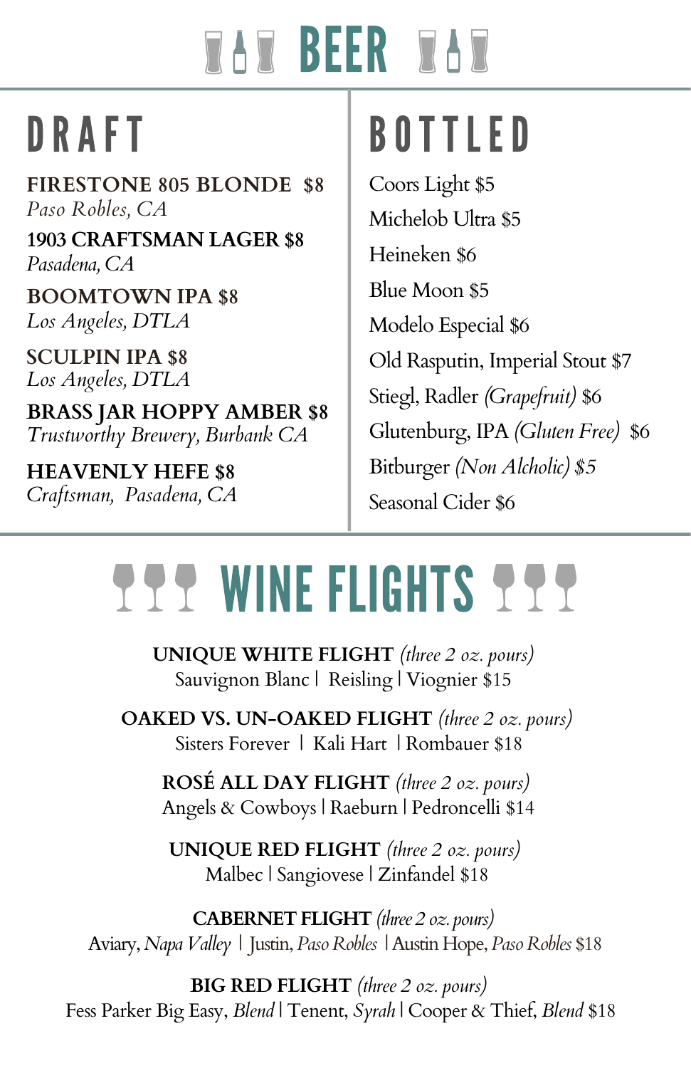# BEER

## DRAFT

**FIRESTONE 805 BLONDE $8**
*Paso Robles, CA*

**1903 CRAFTSMAN LAGER $8**
*Pasadena, CA*

**BOOMTOWN IPA $8**
*Los Angeles, DTLA*

**SCULPIN IPA $8**
*Los Angeles, DTLA*

**BRASS JAR HOPPY AMBER $8**
*Trustworthy Brewery, Burbank CA*

**HEAVENLY HEFE $8**
*Craftsman, Pasadena, CA*

## BOTTLED

Coors Light $5

Michelob Ultra $5

Heineken $6

Blue Moon $5

Modelo Especial $6

Old Rasputin, Imperial Stout $7

Stiegl, Radler *(Grapefruit)* $6

Glutenburg, IPA *(Gluten Free)* $6

Bitburger *(Non Alcholic) $5*

Seasonal Cider $6

# WINE FLIGHTS

**UNIQUE WHITE FLIGHT** *(three 2 oz. pours)*
Sauvignon Blanc | Reisling | Viognier $15

**OAKED VS. UN-OAKED FLIGHT** *(three 2 oz. pours)*
Sisters Forever | Kali Hart | Rombauer $18

**ROSÉ ALL DAY FLIGHT** *(three 2 oz. pours)*
Angels & Cowboys | Raeburn | Pedroncelli $14

**UNIQUE RED FLIGHT** *(three 2 oz. pours)*
Malbec | Sangiovese | Zinfandel $18

**CABERNET FLIGHT** *(three 2 oz. pours)*
Aviary, *Napa Valley* | Justin, *Paso Robles* | Austin Hope, *Paso Robles* $18

**BIG RED FLIGHT** *(three 2 oz. pours)*
Fess Parker Big Easy, *Blend* | Tenent, *Syrah* | Cooper & Thief, *Blend* $18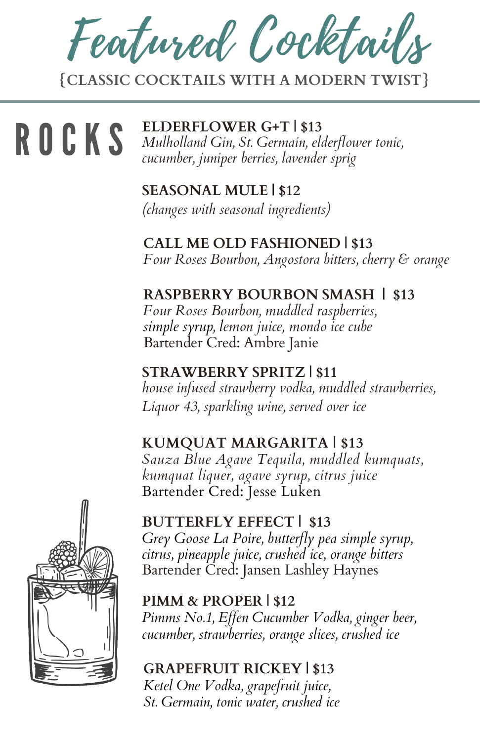# Featured Cocktails

{CLASSIC COCKTAILS WITH A MODERN TWIST}

## ROCKS

**ELDERFLOWER G+T | $13**
*Mulholland Gin, St. Germain, elderflower tonic, cucumber, juniper berries, lavender sprig*

**SEASONAL MULE | $12**
*(changes with seasonal ingredients)*

**CALL ME OLD FASHIONED | $13**
*Four Roses Bourbon, Angostora bitters, cherry & orange*

**RASPBERRY BOURBON SMASH | $13**
*Four Roses Bourbon, muddled raspberries, simple syrup, lemon juice, mondo ice cube*
Bartender Cred: Ambre Janie

**STRAWBERRY SPRITZ | $11**
*house infused strawberry vodka, muddled strawberries, Liquor 43, sparkling wine, served over ice*

**KUMQUAT MARGARITA | $13**
*Sauza Blue Agave Tequila, muddled kumquats, kumquat liquer, agave syrup, citrus juice*
Bartender Cred: Jesse Luken

**BUTTERFLY EFFECT | $13**
*Grey Goose La Poire, butterfly pea simple syrup, citrus, pineapple juice, crushed ice, orange bitters*
Bartender Cred: Jansen Lashley Haynes

**PIMM & PROPER | $12**
*Pimms No.1, Effen Cucumber Vodka, ginger beer, cucumber, strawberries, orange slices, crushed ice*

**GRAPEFRUIT RICKEY | $13**
*Ketel One Vodka, grapefruit juice, St. Germain, tonic water, crushed ice*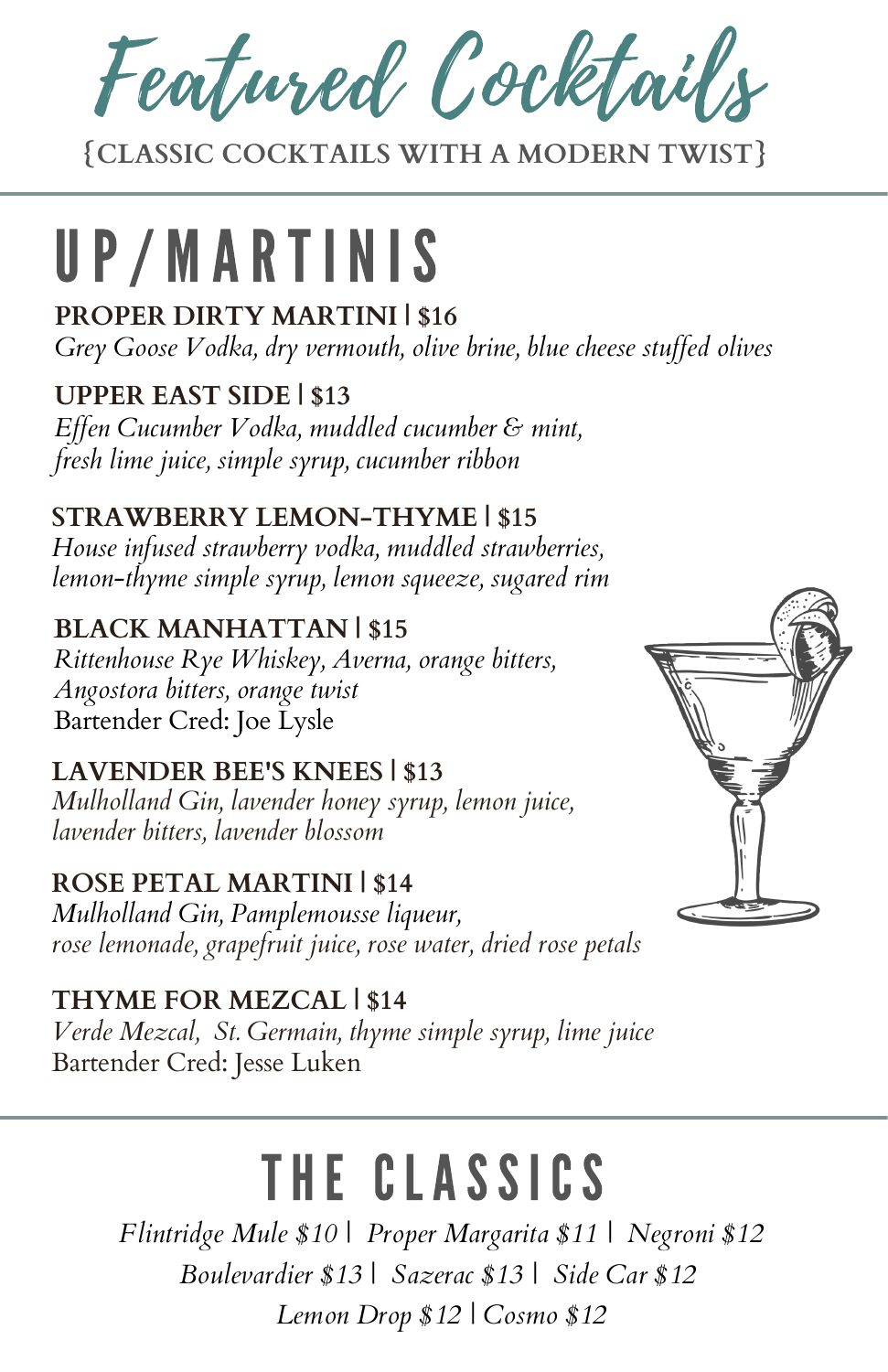# Featured Cocktails

{CLASSIC COCKTAILS WITH A MODERN TWIST}

## UP/MARTINIS

**PROPER DIRTY MARTINI | $16**
*Grey Goose Vodka, dry vermouth, olive brine, blue cheese stuffed olives*

**UPPER EAST SIDE | $13**
*Effen Cucumber Vodka, muddled cucumber & mint, fresh lime juice, simple syrup, cucumber ribbon*

**STRAWBERRY LEMON-THYME | $15**
*House infused strawberry vodka, muddled strawberries, lemon-thyme simple syrup, lemon squeeze, sugared rim*

**BLACK MANHATTAN | $15**
*Rittenhouse Rye Whiskey, Averna, orange bitters, Angostora bitters, orange twist*
Bartender Cred: Joe Lysle

**LAVENDER BEE'S KNEES | $13**
*Mulholland Gin, lavender honey syrup, lemon juice, lavender bitters, lavender blossom*

**ROSE PETAL MARTINI | $14**
*Mulholland Gin, Pamplemousse liqueur, rose lemonade, grapefruit juice, rose water, dried rose petals*

**THYME FOR MEZCAL | $14**
*Verde Mezcal, St. Germain, thyme simple syrup, lime juice*
Bartender Cred: Jesse Luken

## THE CLASSICS

*Flintridge Mule $10 | Proper Margarita $11 | Negroni $12*
*Boulevardier $13 | Sazerac $13 | Side Car $12*
*Lemon Drop $12 | Cosmo $12*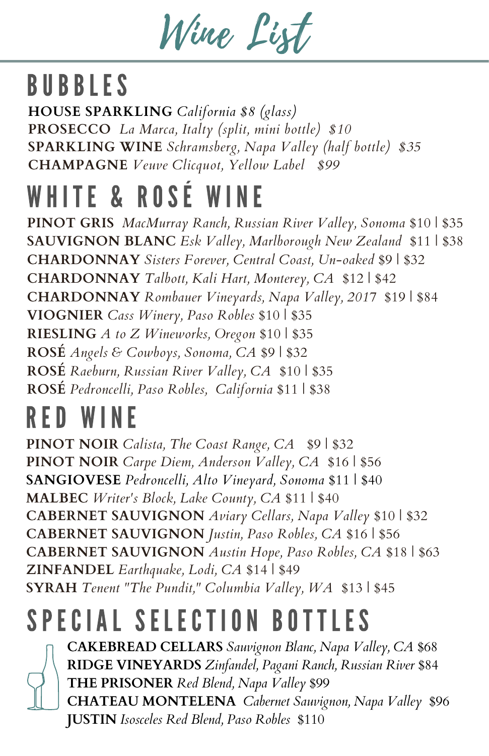# Wine List

## BUBBLES

**HOUSE SPARKLING** *California $8 (glass)*
**PROSECCO** *La Marca, Italty (split, mini bottle) $10*
**SPARKLING WINE** *Schramsberg, Napa Valley (half bottle) $35*
**CHAMPAGNE** *Veuve Clicquot, Yellow Label $99*

## WHITE & ROSÉ WINE

**PINOT GRIS** *MacMurray Ranch, Russian River Valley, Sonoma* $10 | $35
**SAUVIGNON BLANC** *Esk Valley, Marlborough New Zealand* $11 | $38
**CHARDONNAY** *Sisters Forever, Central Coast, Un-oaked* $9 | $32
**CHARDONNAY** *Talbott, Kali Hart, Monterey, CA* $12 | $42
**CHARDONNAY** *Rombauer Vineyards, Napa Valley, 2017* $19 | $84
**VIOGNIER** *Cass Winery, Paso Robles* $10 | $35
**RIESLING** *A to Z Wineworks, Oregon* $10 | $35
**ROSÉ** *Angels & Cowboys, Sonoma, CA* $9 | $32
**ROSÉ** *Raeburn, Russian River Valley, CA* $10 | $35
**ROSÉ** *Pedroncelli, Paso Robles, California* $11 | $38

## RED WINE

**PINOT NOIR** *Calista, The Coast Range, CA* $9 | $32
**PINOT NOIR** *Carpe Diem, Anderson Valley, CA* $16 | $56
**SANGIOVESE** *Pedroncelli, Alto Vineyard, Sonoma* $11 | $40
**MALBEC** *Writer's Block, Lake County, CA* $11 | $40
**CABERNET SAUVIGNON** *Aviary Cellars, Napa Valley* $10 | $32
**CABERNET SAUVIGNON** *Justin, Paso Robles, CA* $16 | $56
**CABERNET SAUVIGNON** *Austin Hope, Paso Robles, CA* $18 | $63
**ZINFANDEL** *Earthquake, Lodi, CA* $14 | $49
**SYRAH** *Tenent "The Pundit," Columbia Valley, WA* $13 | $45

## SPECIAL SELECTION BOTTLES

**CAKEBREAD CELLARS** *Sauvignon Blanc, Napa Valley, CA* $68
**RIDGE VINEYARDS** *Zinfandel, Pagani Ranch, Russian River* $84
**THE PRISONER** *Red Blend, Napa Valley* $99
**CHATEAU MONTELENA** *Cabernet Sauvignon, Napa Valley* $96
**JUSTIN** *Isosceles Red Blend, Paso Robles* $110